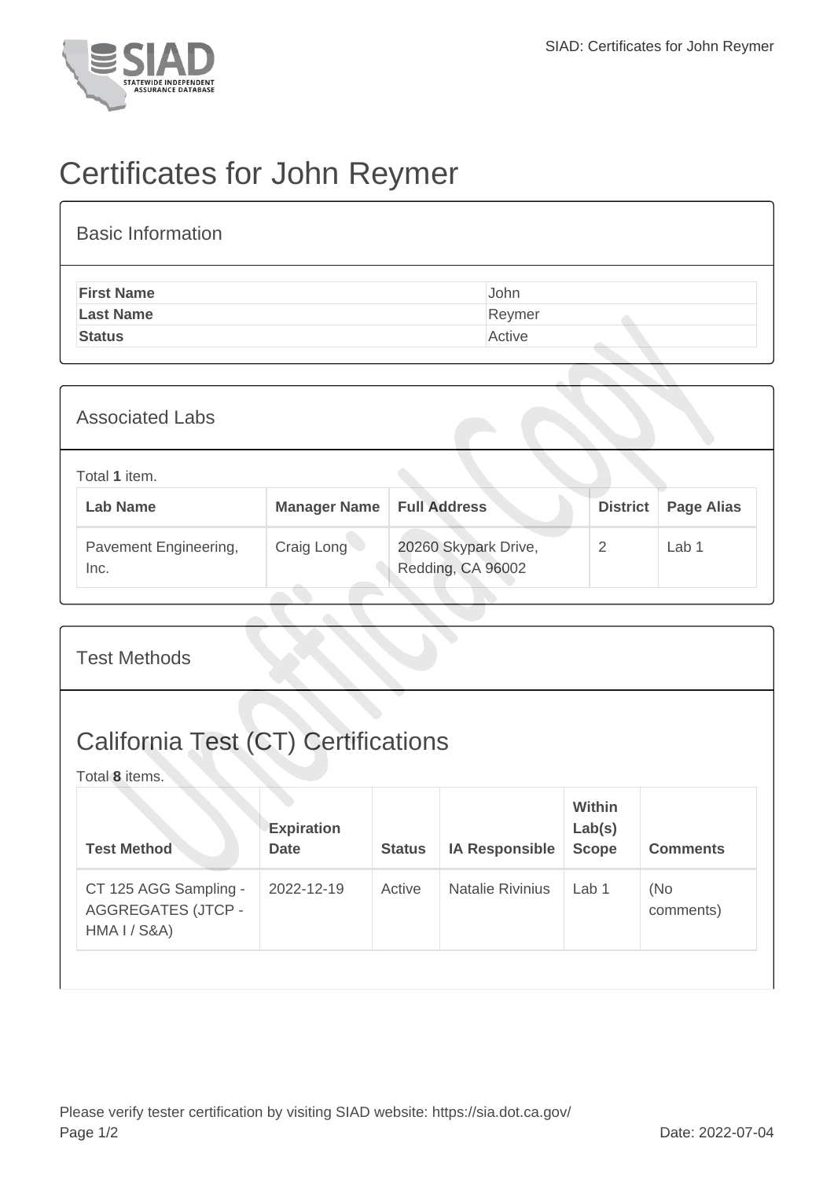# Certificates for John Reymer

## Basic Information

| | |
|---|---|
| **First Name** | John |
| **Last Name** | Reymer |
| **Status** | Active |

## Associated Labs

Total **1** item.

| Lab Name | Manager Name | Full Address | District | Page Alias |
|---|---|---|---|---|
| Pavement Engineering, Inc. | Craig Long | 20260 Skypark Drive, Redding, CA 96002 | 2 | Lab 1 |

## Test Methods

## California Test (CT) Certifications

Total **8** items.

| Test Method | Expiration Date | Status | IA Responsible | Within Lab(s) Scope | Comments |
|---|---|---|---|---|---|
| CT 125 AGG Sampling - AGGREGATES (JTCP - HMA I / S&A) | 2022-12-19 | Active | Natalie Rivinius | Lab 1 | (No comments) |

Please verify tester certification by visiting SIAD website: https://sia.dot.ca.gov/

Date: 2022-07-04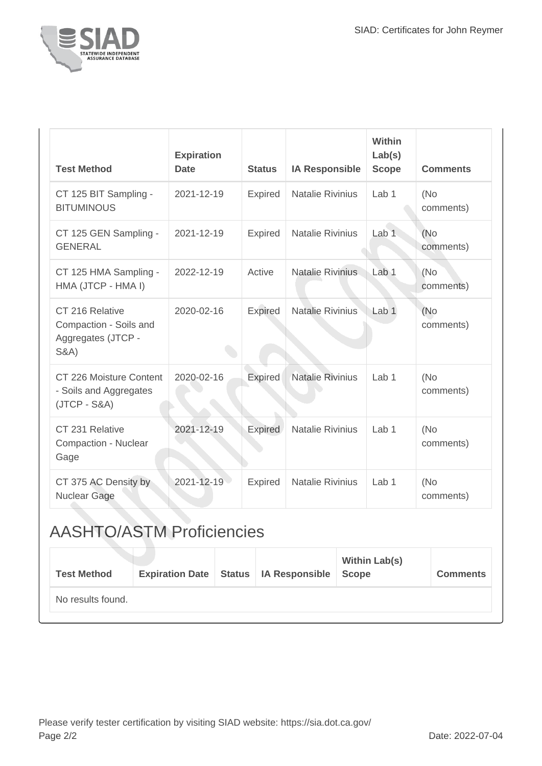| Test Method | Expiration Date | Status | IA Responsible | Within Lab(s) Scope | Comments |
|---|---|---|---|---|---|
| CT 125 BIT Sampling - BITUMINOUS | 2021-12-19 | Expired | Natalie Rivinius | Lab 1 | (No comments) |
| CT 125 GEN Sampling - GENERAL | 2021-12-19 | Expired | Natalie Rivinius | Lab 1 | (No comments) |
| CT 125 HMA Sampling - HMA (JTCP - HMA I) | 2022-12-19 | Active | Natalie Rivinius | Lab 1 | (No comments) |
| CT 216 Relative Compaction - Soils and Aggregates (JTCP - S&A) | 2020-02-16 | Expired | Natalie Rivinius | Lab 1 | (No comments) |
| CT 226 Moisture Content - Soils and Aggregates (JTCP - S&A) | 2020-02-16 | Expired | Natalie Rivinius | Lab 1 | (No comments) |
| CT 231 Relative Compaction - Nuclear Gage | 2021-12-19 | Expired | Natalie Rivinius | Lab 1 | (No comments) |
| CT 375 AC Density by Nuclear Gage | 2021-12-19 | Expired | Natalie Rivinius | Lab 1 | (No comments) |

## AASHTO/ASTM Proficiencies

| Test Method | Expiration Date | Status | IA Responsible | Within Lab(s) Scope | Comments |
|---|---|---|---|---|---|
| No results found. | | | | | |

Please verify tester certification by visiting SIAD website: https://sia.dot.ca.gov/

Date: 2022-07-04